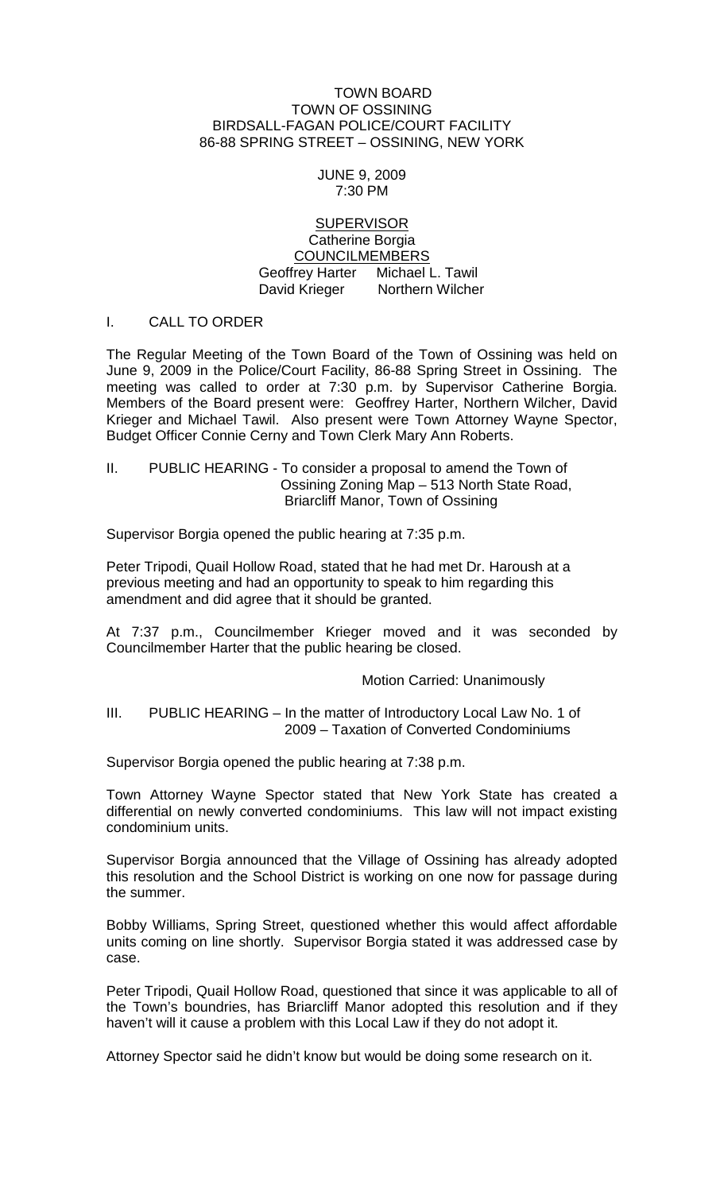TOWN BOARD
TOWN OF OSSINING
BIRDSALL-FAGAN POLICE/COURT FACILITY
86-88 SPRING STREET – OSSINING, NEW YORK

JUNE 9, 2009
7:30 PM

SUPERVISOR
Catherine Borgia
COUNCILMEMBERS
Geoffrey Harter Michael L. Tawil
David Krieger Northern Wilcher

## I. CALL TO ORDER

The Regular Meeting of the Town Board of the Town of Ossining was held on June 9, 2009 in the Police/Court Facility, 86-88 Spring Street in Ossining. The meeting was called to order at 7:30 p.m. by Supervisor Catherine Borgia. Members of the Board present were: Geoffrey Harter, Northern Wilcher, David Krieger and Michael Tawil. Also present were Town Attorney Wayne Spector, Budget Officer Connie Cerny and Town Clerk Mary Ann Roberts.

## II. PUBLIC HEARING - To consider a proposal to amend the Town of Ossining Zoning Map – 513 North State Road, Briarcliff Manor, Town of Ossining

Supervisor Borgia opened the public hearing at 7:35 p.m.

Peter Tripodi, Quail Hollow Road, stated that he had met Dr. Haroush at a previous meeting and had an opportunity to speak to him regarding this amendment and did agree that it should be granted.

At 7:37 p.m., Councilmember Krieger moved and it was seconded by Councilmember Harter that the public hearing be closed.

Motion Carried: Unanimously

## III. PUBLIC HEARING – In the matter of Introductory Local Law No. 1 of 2009 – Taxation of Converted Condominiums

Supervisor Borgia opened the public hearing at 7:38 p.m.

Town Attorney Wayne Spector stated that New York State has created a differential on newly converted condominiums. This law will not impact existing condominium units.

Supervisor Borgia announced that the Village of Ossining has already adopted this resolution and the School District is working on one now for passage during the summer.

Bobby Williams, Spring Street, questioned whether this would affect affordable units coming on line shortly. Supervisor Borgia stated it was addressed case by case.

Peter Tripodi, Quail Hollow Road, questioned that since it was applicable to all of the Town's boundries, has Briarcliff Manor adopted this resolution and if they haven't will it cause a problem with this Local Law if they do not adopt it.

Attorney Spector said he didn't know but would be doing some research on it.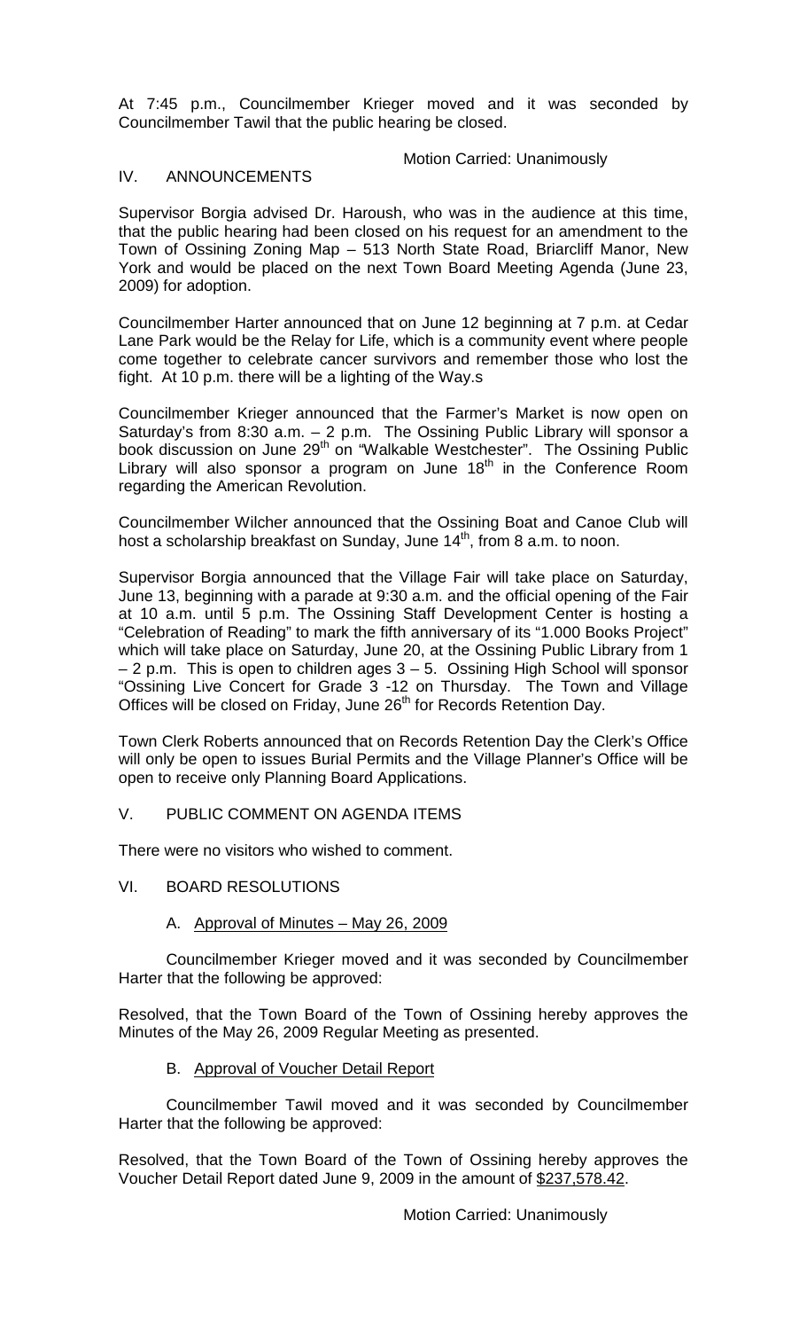At 7:45 p.m., Councilmember Krieger moved and it was seconded by Councilmember Tawil that the public hearing be closed.

Motion Carried: Unanimously

IV. ANNOUNCEMENTS

Supervisor Borgia advised Dr. Haroush, who was in the audience at this time, that the public hearing had been closed on his request for an amendment to the Town of Ossining Zoning Map – 513 North State Road, Briarcliff Manor, New York and would be placed on the next Town Board Meeting Agenda (June 23, 2009) for adoption.

Councilmember Harter announced that on June 12 beginning at 7 p.m. at Cedar Lane Park would be the Relay for Life, which is a community event where people come together to celebrate cancer survivors and remember those who lost the fight. At 10 p.m. there will be a lighting of the Way.s

Councilmember Krieger announced that the Farmer's Market is now open on Saturday's from 8:30 a.m. – 2 p.m. The Ossining Public Library will sponsor a book discussion on June 29th on "Walkable Westchester". The Ossining Public Library will also sponsor a program on June 18th in the Conference Room regarding the American Revolution.

Councilmember Wilcher announced that the Ossining Boat and Canoe Club will host a scholarship breakfast on Sunday, June 14th, from 8 a.m. to noon.

Supervisor Borgia announced that the Village Fair will take place on Saturday, June 13, beginning with a parade at 9:30 a.m. and the official opening of the Fair at 10 a.m. until 5 p.m. The Ossining Staff Development Center is hosting a "Celebration of Reading" to mark the fifth anniversary of its "1.000 Books Project" which will take place on Saturday, June 20, at the Ossining Public Library from 1 – 2 p.m. This is open to children ages 3 – 5. Ossining High School will sponsor "Ossining Live Concert for Grade 3 -12 on Thursday. The Town and Village Offices will be closed on Friday, June 26th for Records Retention Day.

Town Clerk Roberts announced that on Records Retention Day the Clerk's Office will only be open to issues Burial Permits and the Village Planner's Office will be open to receive only Planning Board Applications.

V. PUBLIC COMMENT ON AGENDA ITEMS

There were no visitors who wished to comment.

VI. BOARD RESOLUTIONS

A. Approval of Minutes – May 26, 2009

Councilmember Krieger moved and it was seconded by Councilmember Harter that the following be approved:

Resolved, that the Town Board of the Town of Ossining hereby approves the Minutes of the May 26, 2009 Regular Meeting as presented.

B. Approval of Voucher Detail Report

Councilmember Tawil moved and it was seconded by Councilmember Harter that the following be approved:

Resolved, that the Town Board of the Town of Ossining hereby approves the Voucher Detail Report dated June 9, 2009 in the amount of $237,578.42.

Motion Carried: Unanimously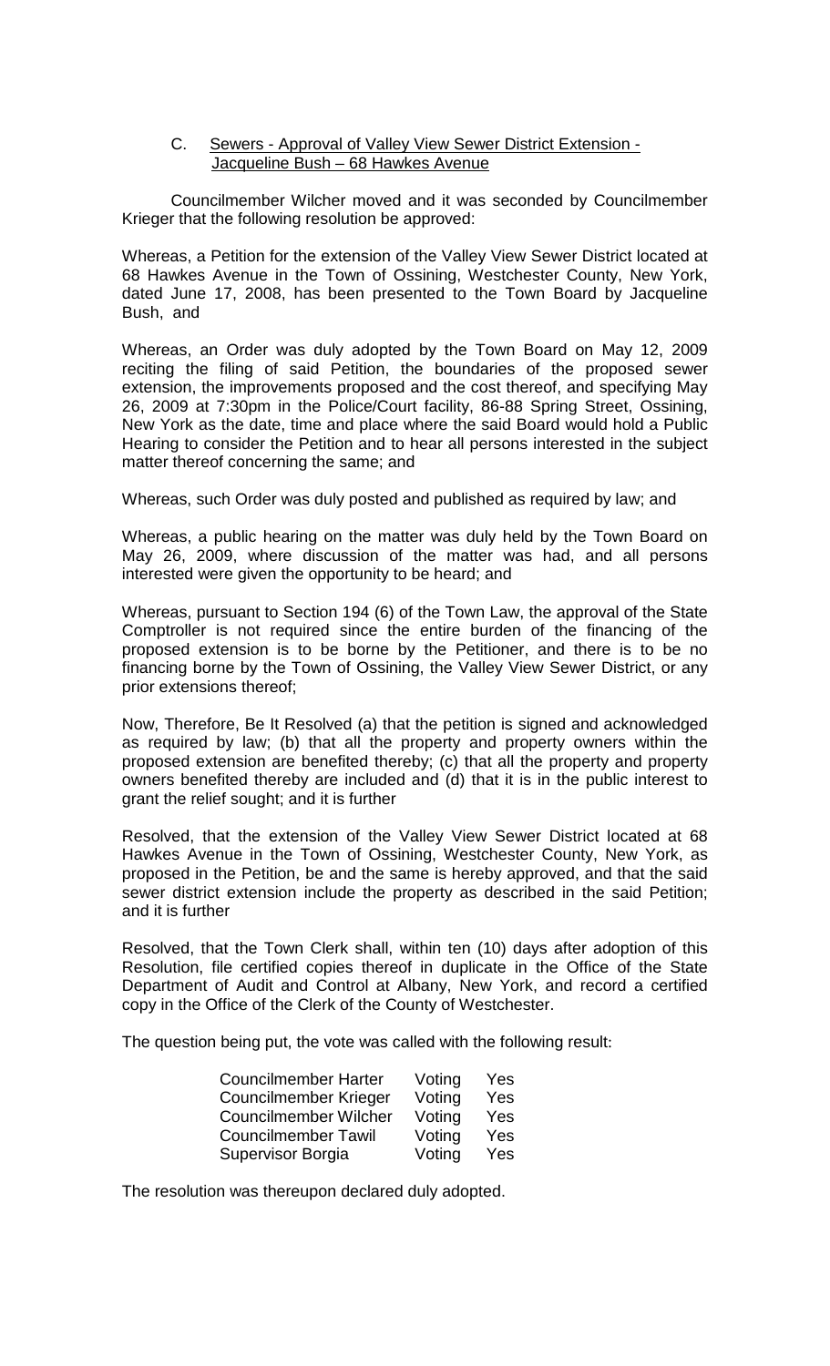C. Sewers - Approval of Valley View Sewer District Extension - Jacqueline Bush – 68 Hawkes Avenue

Councilmember Wilcher moved and it was seconded by Councilmember Krieger that the following resolution be approved:

Whereas, a Petition for the extension of the Valley View Sewer District located at 68 Hawkes Avenue in the Town of Ossining, Westchester County, New York, dated June 17, 2008, has been presented to the Town Board by Jacqueline Bush, and

Whereas, an Order was duly adopted by the Town Board on May 12, 2009 reciting the filing of said Petition, the boundaries of the proposed sewer extension, the improvements proposed and the cost thereof, and specifying May 26, 2009 at 7:30pm in the Police/Court facility, 86-88 Spring Street, Ossining, New York as the date, time and place where the said Board would hold a Public Hearing to consider the Petition and to hear all persons interested in the subject matter thereof concerning the same; and

Whereas, such Order was duly posted and published as required by law; and

Whereas, a public hearing on the matter was duly held by the Town Board on May 26, 2009, where discussion of the matter was had, and all persons interested were given the opportunity to be heard; and

Whereas, pursuant to Section 194 (6) of the Town Law, the approval of the State Comptroller is not required since the entire burden of the financing of the proposed extension is to be borne by the Petitioner, and there is to be no financing borne by the Town of Ossining, the Valley View Sewer District, or any prior extensions thereof;

Now, Therefore, Be It Resolved (a) that the petition is signed and acknowledged as required by law; (b) that all the property and property owners within the proposed extension are benefited thereby; (c) that all the property and property owners benefited thereby are included and (d) that it is in the public interest to grant the relief sought; and it is further

Resolved, that the extension of the Valley View Sewer District located at 68 Hawkes Avenue in the Town of Ossining, Westchester County, New York, as proposed in the Petition, be and the same is hereby approved, and that the said sewer district extension include the property as described in the said Petition; and it is further

Resolved, that the Town Clerk shall, within ten (10) days after adoption of this Resolution, file certified copies thereof in duplicate in the Office of the State Department of Audit and Control at Albany, New York, and record a certified copy in the Office of the Clerk of the County of Westchester.

The question being put, the vote was called with the following result:

| | | |
|---|---|---|
| Councilmember Harter | Voting | Yes |
| Councilmember Krieger | Voting | Yes |
| Councilmember Wilcher | Voting | Yes |
| Councilmember Tawil | Voting | Yes |
| Supervisor Borgia | Voting | Yes |

The resolution was thereupon declared duly adopted.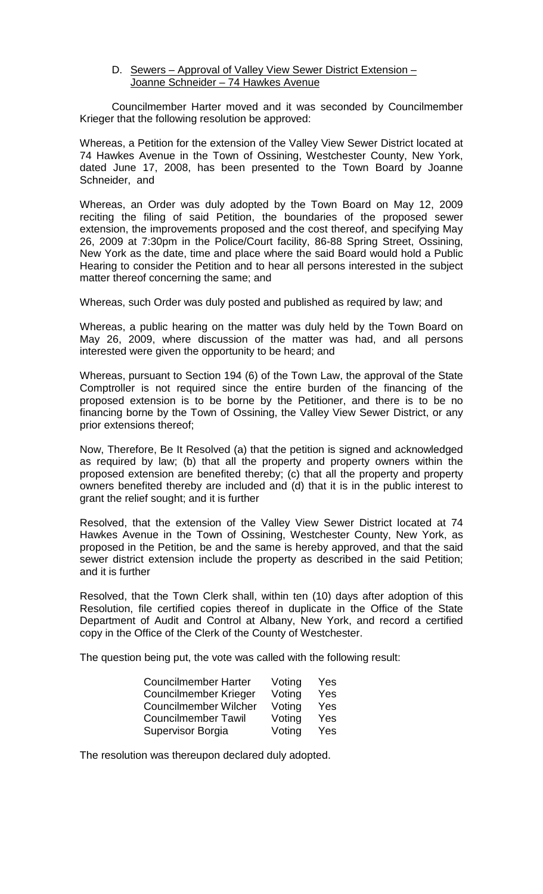D. <u>Sewers – Approval of Valley View Sewer District Extension – Joanne Schneider – 74 Hawkes Avenue</u>

Councilmember Harter moved and it was seconded by Councilmember Krieger that the following resolution be approved:

Whereas, a Petition for the extension of the Valley View Sewer District located at 74 Hawkes Avenue in the Town of Ossining, Westchester County, New York, dated June 17, 2008, has been presented to the Town Board by Joanne Schneider, and

Whereas, an Order was duly adopted by the Town Board on May 12, 2009 reciting the filing of said Petition, the boundaries of the proposed sewer extension, the improvements proposed and the cost thereof, and specifying May 26, 2009 at 7:30pm in the Police/Court facility, 86-88 Spring Street, Ossining, New York as the date, time and place where the said Board would hold a Public Hearing to consider the Petition and to hear all persons interested in the subject matter thereof concerning the same; and

Whereas, such Order was duly posted and published as required by law; and

Whereas, a public hearing on the matter was duly held by the Town Board on May 26, 2009, where discussion of the matter was had, and all persons interested were given the opportunity to be heard; and

Whereas, pursuant to Section 194 (6) of the Town Law, the approval of the State Comptroller is not required since the entire burden of the financing of the proposed extension is to be borne by the Petitioner, and there is to be no financing borne by the Town of Ossining, the Valley View Sewer District, or any prior extensions thereof;

Now, Therefore, Be It Resolved (a) that the petition is signed and acknowledged as required by law; (b) that all the property and property owners within the proposed extension are benefited thereby; (c) that all the property and property owners benefited thereby are included and (d) that it is in the public interest to grant the relief sought; and it is further

Resolved, that the extension of the Valley View Sewer District located at 74 Hawkes Avenue in the Town of Ossining, Westchester County, New York, as proposed in the Petition, be and the same is hereby approved, and that the said sewer district extension include the property as described in the said Petition; and it is further

Resolved, that the Town Clerk shall, within ten (10) days after adoption of this Resolution, file certified copies thereof in duplicate in the Office of the State Department of Audit and Control at Albany, New York, and record a certified copy in the Office of the Clerk of the County of Westchester.

The question being put, the vote was called with the following result:

| | | |
|---|---|---|
| Councilmember Harter | Voting | Yes |
| Councilmember Krieger | Voting | Yes |
| Councilmember Wilcher | Voting | Yes |
| Councilmember Tawil | Voting | Yes |
| Supervisor Borgia | Voting | Yes |

The resolution was thereupon declared duly adopted.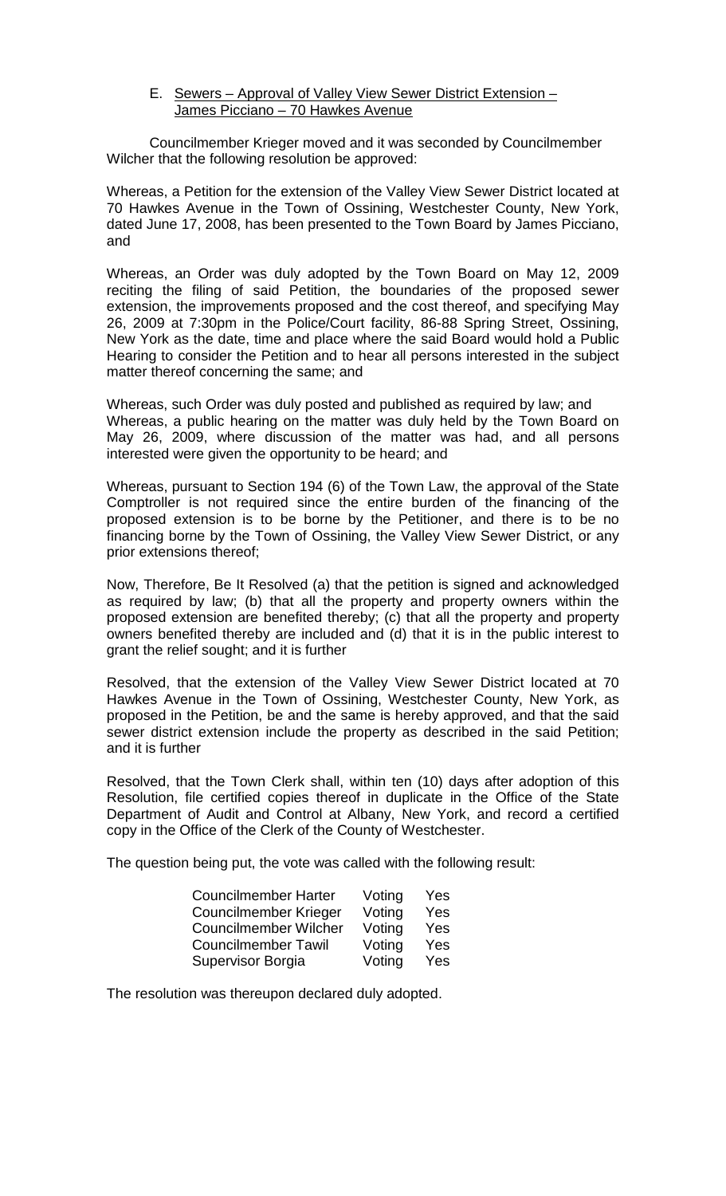E. Sewers – Approval of Valley View Sewer District Extension – James Picciano – 70 Hawkes Avenue

Councilmember Krieger moved and it was seconded by Councilmember Wilcher that the following resolution be approved:

Whereas, a Petition for the extension of the Valley View Sewer District located at 70 Hawkes Avenue in the Town of Ossining, Westchester County, New York, dated June 17, 2008, has been presented to the Town Board by James Picciano, and

Whereas, an Order was duly adopted by the Town Board on May 12, 2009 reciting the filing of said Petition, the boundaries of the proposed sewer extension, the improvements proposed and the cost thereof, and specifying May 26, 2009 at 7:30pm in the Police/Court facility, 86-88 Spring Street, Ossining, New York as the date, time and place where the said Board would hold a Public Hearing to consider the Petition and to hear all persons interested in the subject matter thereof concerning the same; and

Whereas, such Order was duly posted and published as required by law; and

Whereas, a public hearing on the matter was duly held by the Town Board on May 26, 2009, where discussion of the matter was had, and all persons interested were given the opportunity to be heard; and

Whereas, pursuant to Section 194 (6) of the Town Law, the approval of the State Comptroller is not required since the entire burden of the financing of the proposed extension is to be borne by the Petitioner, and there is to be no financing borne by the Town of Ossining, the Valley View Sewer District, or any prior extensions thereof;

Now, Therefore, Be It Resolved (a) that the petition is signed and acknowledged as required by law; (b) that all the property and property owners within the proposed extension are benefited thereby; (c) that all the property and property owners benefited thereby are included and (d) that it is in the public interest to grant the relief sought; and it is further

Resolved, that the extension of the Valley View Sewer District located at 70 Hawkes Avenue in the Town of Ossining, Westchester County, New York, as proposed in the Petition, be and the same is hereby approved, and that the said sewer district extension include the property as described in the said Petition; and it is further

Resolved, that the Town Clerk shall, within ten (10) days after adoption of this Resolution, file certified copies thereof in duplicate in the Office of the State Department of Audit and Control at Albany, New York, and record a certified copy in the Office of the Clerk of the County of Westchester.

The question being put, the vote was called with the following result:

| | | |
|---|---|---|
| Councilmember Harter | Voting | Yes |
| Councilmember Krieger | Voting | Yes |
| Councilmember Wilcher | Voting | Yes |
| Councilmember Tawil | Voting | Yes |
| Supervisor Borgia | Voting | Yes |

The resolution was thereupon declared duly adopted.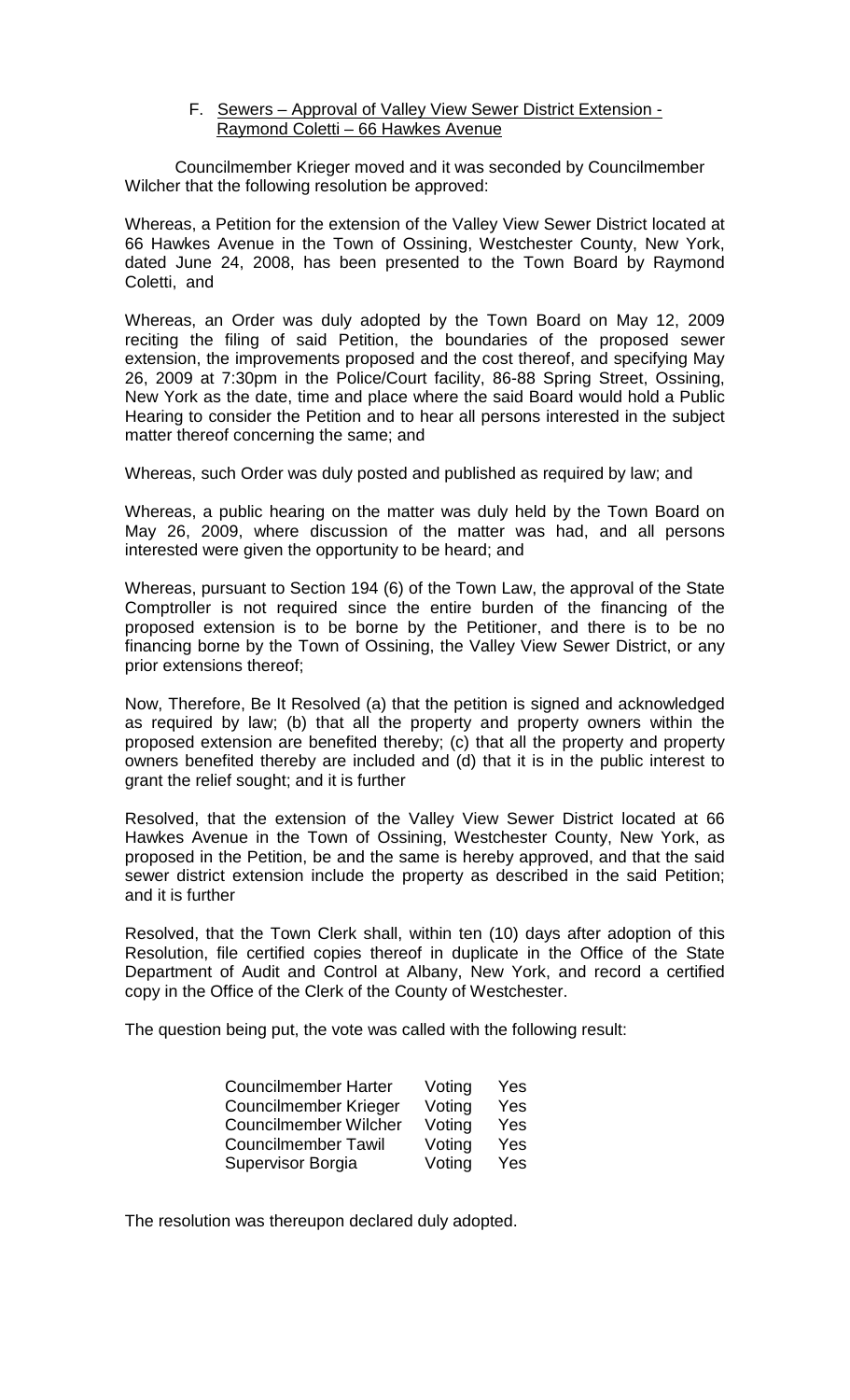F. Sewers – Approval of Valley View Sewer District Extension - Raymond Coletti – 66 Hawkes Avenue

Councilmember Krieger moved and it was seconded by Councilmember Wilcher that the following resolution be approved:

Whereas, a Petition for the extension of the Valley View Sewer District located at 66 Hawkes Avenue in the Town of Ossining, Westchester County, New York, dated June 24, 2008, has been presented to the Town Board by Raymond Coletti, and

Whereas, an Order was duly adopted by the Town Board on May 12, 2009 reciting the filing of said Petition, the boundaries of the proposed sewer extension, the improvements proposed and the cost thereof, and specifying May 26, 2009 at 7:30pm in the Police/Court facility, 86-88 Spring Street, Ossining, New York as the date, time and place where the said Board would hold a Public Hearing to consider the Petition and to hear all persons interested in the subject matter thereof concerning the same; and

Whereas, such Order was duly posted and published as required by law; and

Whereas, a public hearing on the matter was duly held by the Town Board on May 26, 2009, where discussion of the matter was had, and all persons interested were given the opportunity to be heard; and

Whereas, pursuant to Section 194 (6) of the Town Law, the approval of the State Comptroller is not required since the entire burden of the financing of the proposed extension is to be borne by the Petitioner, and there is to be no financing borne by the Town of Ossining, the Valley View Sewer District, or any prior extensions thereof;

Now, Therefore, Be It Resolved (a) that the petition is signed and acknowledged as required by law; (b) that all the property and property owners within the proposed extension are benefited thereby; (c) that all the property and property owners benefited thereby are included and (d) that it is in the public interest to grant the relief sought; and it is further

Resolved, that the extension of the Valley View Sewer District located at 66 Hawkes Avenue in the Town of Ossining, Westchester County, New York, as proposed in the Petition, be and the same is hereby approved, and that the said sewer district extension include the property as described in the said Petition; and it is further

Resolved, that the Town Clerk shall, within ten (10) days after adoption of this Resolution, file certified copies thereof in duplicate in the Office of the State Department of Audit and Control at Albany, New York, and record a certified copy in the Office of the Clerk of the County of Westchester.

The question being put, the vote was called with the following result:

| | | |
|---|---|---|
| Councilmember Harter | Voting | Yes |
| Councilmember Krieger | Voting | Yes |
| Councilmember Wilcher | Voting | Yes |
| Councilmember Tawil | Voting | Yes |
| Supervisor Borgia | Voting | Yes |

The resolution was thereupon declared duly adopted.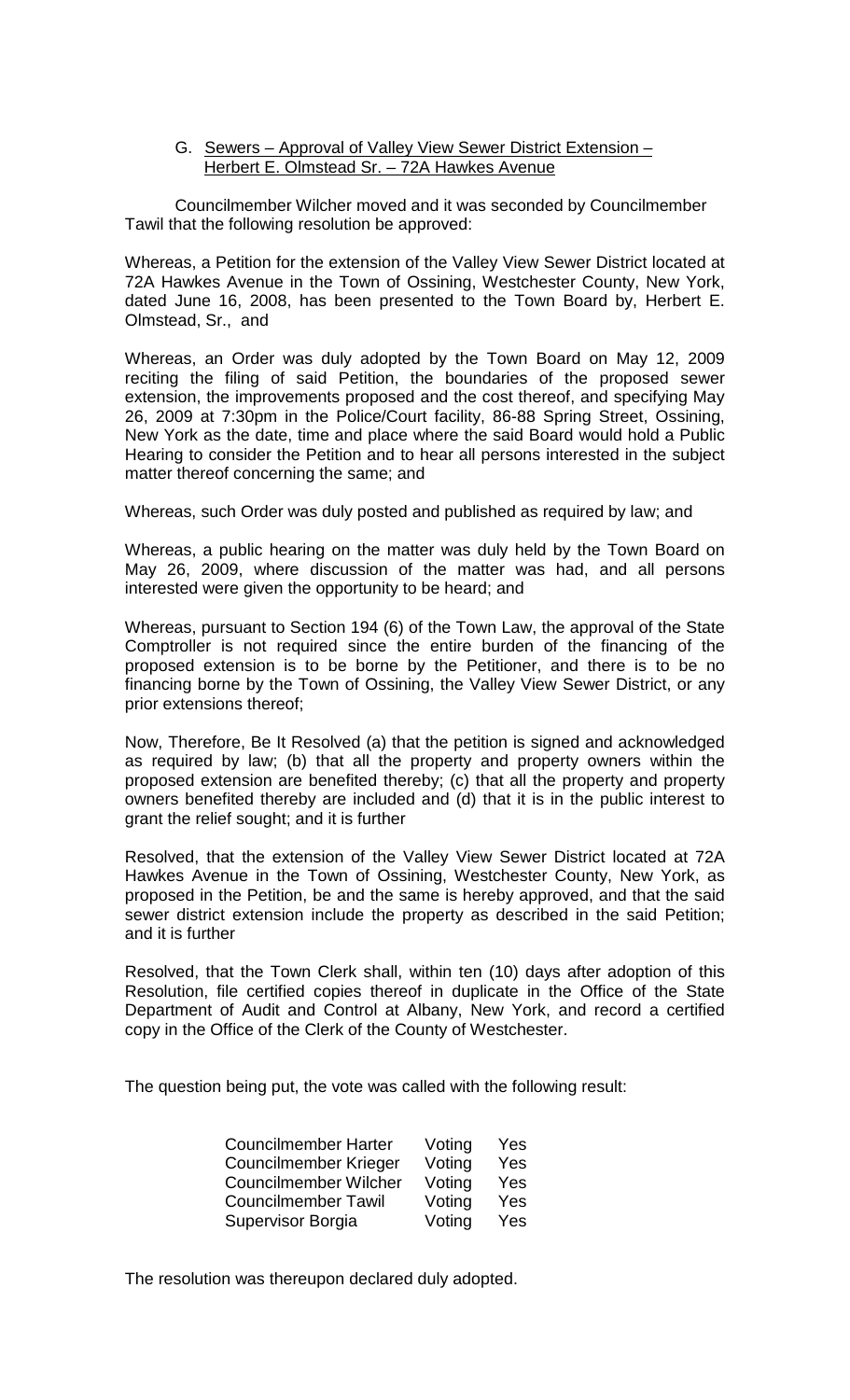G. Sewers – Approval of Valley View Sewer District Extension – Herbert E. Olmstead Sr. – 72A Hawkes Avenue

Councilmember Wilcher moved and it was seconded by Councilmember Tawil that the following resolution be approved:

Whereas, a Petition for the extension of the Valley View Sewer District located at 72A Hawkes Avenue in the Town of Ossining, Westchester County, New York, dated June 16, 2008, has been presented to the Town Board by, Herbert E. Olmstead, Sr., and

Whereas, an Order was duly adopted by the Town Board on May 12, 2009 reciting the filing of said Petition, the boundaries of the proposed sewer extension, the improvements proposed and the cost thereof, and specifying May 26, 2009 at 7:30pm in the Police/Court facility, 86-88 Spring Street, Ossining, New York as the date, time and place where the said Board would hold a Public Hearing to consider the Petition and to hear all persons interested in the subject matter thereof concerning the same; and

Whereas, such Order was duly posted and published as required by law; and

Whereas, a public hearing on the matter was duly held by the Town Board on May 26, 2009, where discussion of the matter was had, and all persons interested were given the opportunity to be heard; and

Whereas, pursuant to Section 194 (6) of the Town Law, the approval of the State Comptroller is not required since the entire burden of the financing of the proposed extension is to be borne by the Petitioner, and there is to be no financing borne by the Town of Ossining, the Valley View Sewer District, or any prior extensions thereof;

Now, Therefore, Be It Resolved (a) that the petition is signed and acknowledged as required by law; (b) that all the property and property owners within the proposed extension are benefited thereby; (c) that all the property and property owners benefited thereby are included and (d) that it is in the public interest to grant the relief sought; and it is further

Resolved, that the extension of the Valley View Sewer District located at 72A Hawkes Avenue in the Town of Ossining, Westchester County, New York, as proposed in the Petition, be and the same is hereby approved, and that the said sewer district extension include the property as described in the said Petition; and it is further

Resolved, that the Town Clerk shall, within ten (10) days after adoption of this Resolution, file certified copies thereof in duplicate in the Office of the State Department of Audit and Control at Albany, New York, and record a certified copy in the Office of the Clerk of the County of Westchester.

The question being put, the vote was called with the following result:

| | | |
|---|---|---|
| Councilmember Harter | Voting | Yes |
| Councilmember Krieger | Voting | Yes |
| Councilmember Wilcher | Voting | Yes |
| Councilmember Tawil | Voting | Yes |
| Supervisor Borgia | Voting | Yes |

The resolution was thereupon declared duly adopted.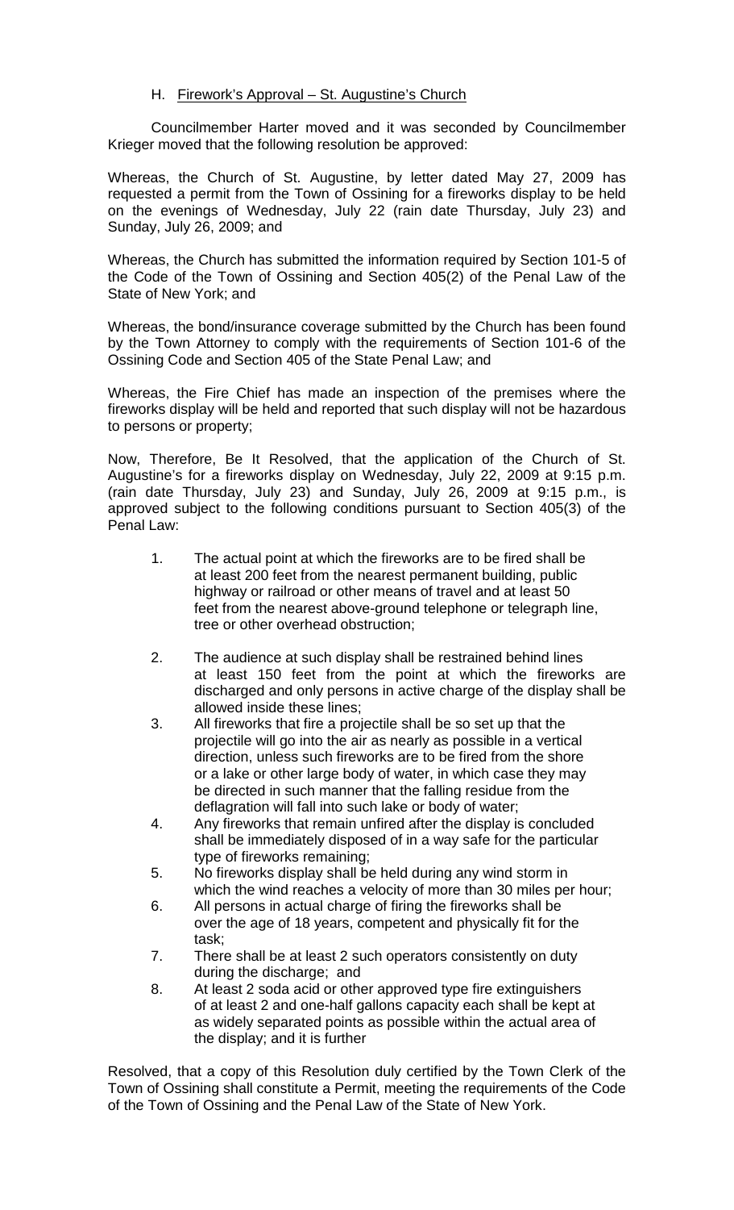### H. Firework's Approval – St. Augustine's Church

Councilmember Harter moved and it was seconded by Councilmember Krieger moved that the following resolution be approved:

Whereas, the Church of St. Augustine, by letter dated May 27, 2009 has requested a permit from the Town of Ossining for a fireworks display to be held on the evenings of Wednesday, July 22 (rain date Thursday, July 23) and Sunday, July 26, 2009; and

Whereas, the Church has submitted the information required by Section 101-5 of the Code of the Town of Ossining and Section 405(2) of the Penal Law of the State of New York; and

Whereas, the bond/insurance coverage submitted by the Church has been found by the Town Attorney to comply with the requirements of Section 101-6 of the Ossining Code and Section 405 of the State Penal Law; and

Whereas, the Fire Chief has made an inspection of the premises where the fireworks display will be held and reported that such display will not be hazardous to persons or property;

Now, Therefore, Be It Resolved, that the application of the Church of St. Augustine's for a fireworks display on Wednesday, July 22, 2009 at 9:15 p.m. (rain date Thursday, July 23) and Sunday, July 26, 2009 at 9:15 p.m., is approved subject to the following conditions pursuant to Section 405(3) of the Penal Law:

1. The actual point at which the fireworks are to be fired shall be at least 200 feet from the nearest permanent building, public highway or railroad or other means of travel and at least 50 feet from the nearest above-ground telephone or telegraph line, tree or other overhead obstruction;
2. The audience at such display shall be restrained behind lines at least 150 feet from the point at which the fireworks are discharged and only persons in active charge of the display shall be allowed inside these lines;
3. All fireworks that fire a projectile shall be so set up that the projectile will go into the air as nearly as possible in a vertical direction, unless such fireworks are to be fired from the shore or a lake or other large body of water, in which case they may be directed in such manner that the falling residue from the deflagration will fall into such lake or body of water;
4. Any fireworks that remain unfired after the display is concluded shall be immediately disposed of in a way safe for the particular type of fireworks remaining;
5. No fireworks display shall be held during any wind storm in which the wind reaches a velocity of more than 30 miles per hour;
6. All persons in actual charge of firing the fireworks shall be over the age of 18 years, competent and physically fit for the task;
7. There shall be at least 2 such operators consistently on duty during the discharge; and
8. At least 2 soda acid or other approved type fire extinguishers of at least 2 and one-half gallons capacity each shall be kept at as widely separated points as possible within the actual area of the display; and it is further

Resolved, that a copy of this Resolution duly certified by the Town Clerk of the Town of Ossining shall constitute a Permit, meeting the requirements of the Code of the Town of Ossining and the Penal Law of the State of New York.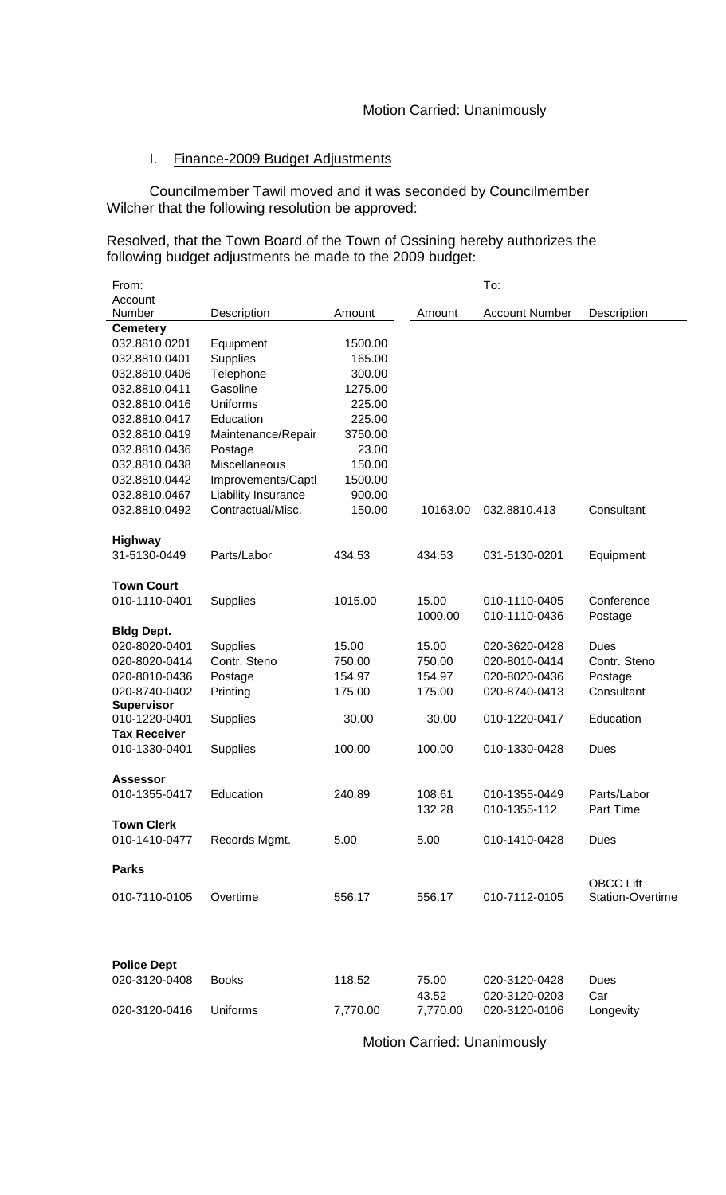Motion Carried: Unanimously

## I. Finance-2009 Budget Adjustments

Councilmember Tawil moved and it was seconded by Councilmember Wilcher that the following resolution be approved:

Resolved, that the Town Board of the Town of Ossining hereby authorizes the following budget adjustments be made to the 2009 budget:

| From: Account Number | Description | Amount | Amount | To: Account Number | Description |
|---|---|---|---|---|---|
| **Cemetery** | | | | | |
| 032.8810.0201 | Equipment | 1500.00 | | | |
| 032.8810.0401 | Supplies | 165.00 | | | |
| 032.8810.0406 | Telephone | 300.00 | | | |
| 032.8810.0411 | Gasoline | 1275.00 | | | |
| 032.8810.0416 | Uniforms | 225.00 | | | |
| 032.8810.0417 | Education | 225.00 | | | |
| 032.8810.0419 | Maintenance/Repair | 3750.00 | | | |
| 032.8810.0436 | Postage | 23.00 | | | |
| 032.8810.0438 | Miscellaneous | 150.00 | | | |
| 032.8810.0442 | Improvements/Captl | 1500.00 | | | |
| 032.8810.0467 | Liability Insurance | 900.00 | | | |
| 032.8810.0492 | Contractual/Misc. | 150.00 | 10163.00 | 032.8810.413 | Consultant |
| **Highway** | | | | | |
| 31-5130-0449 | Parts/Labor | 434.53 | 434.53 | 031-5130-0201 | Equipment |
| **Town Court** | | | | | |
| 010-1110-0401 | Supplies | 1015.00 | 15.00 | 010-1110-0405 | Conference |
| | | | 1000.00 | 010-1110-0436 | Postage |
| **Bldg Dept.** | | | | | |
| 020-8020-0401 | Supplies | 15.00 | 15.00 | 020-3620-0428 | Dues |
| 020-8020-0414 | Contr. Steno | 750.00 | 750.00 | 020-8010-0414 | Contr. Steno |
| 020-8010-0436 | Postage | 154.97 | 154.97 | 020-8020-0436 | Postage |
| 020-8740-0402 | Printing | 175.00 | 175.00 | 020-8740-0413 | Consultant |
| **Supervisor** | | | | | |
| 010-1220-0401 | Supplies | 30.00 | 30.00 | 010-1220-0417 | Education |
| **Tax Receiver** | | | | | |
| 010-1330-0401 | Supplies | 100.00 | 100.00 | 010-1330-0428 | Dues |
| **Assessor** | | | | | |
| 010-1355-0417 | Education | 240.89 | 108.61 | 010-1355-0449 | Parts/Labor |
| | | | 132.28 | 010-1355-112 | Part Time |
| **Town Clerk** | | | | | |
| 010-1410-0477 | Records Mgmt. | 5.00 | 5.00 | 010-1410-0428 | Dues |
| **Parks** | | | | | |
| 010-7110-0105 | Overtime | 556.17 | 556.17 | 010-7112-0105 | OBCC Lift Station-Overtime |
| **Police Dept** | | | | | |
| 020-3120-0408 | Books | 118.52 | 75.00 | 020-3120-0428 | Dues |
| | | | 43.52 | 020-3120-0203 | Car |
| 020-3120-0416 | Uniforms | 7,770.00 | 7,770.00 | 020-3120-0106 | Longevity |

Motion Carried: Unanimously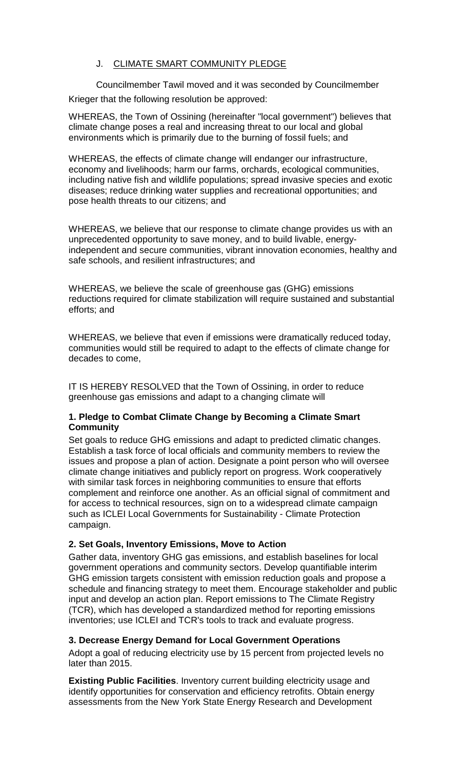## J. CLIMATE SMART COMMUNITY PLEDGE

Councilmember Tawil moved and it was seconded by Councilmember Krieger that the following resolution be approved:

WHEREAS, the Town of Ossining (hereinafter "local government") believes that climate change poses a real and increasing threat to our local and global environments which is primarily due to the burning of fossil fuels; and

WHEREAS, the effects of climate change will endanger our infrastructure, economy and livelihoods; harm our farms, orchards, ecological communities, including native fish and wildlife populations; spread invasive species and exotic diseases; reduce drinking water supplies and recreational opportunities; and pose health threats to our citizens; and

WHEREAS, we believe that our response to climate change provides us with an unprecedented opportunity to save money, and to build livable, energy-independent and secure communities, vibrant innovation economies, healthy and safe schools, and resilient infrastructures; and

WHEREAS, we believe the scale of greenhouse gas (GHG) emissions reductions required for climate stabilization will require sustained and substantial efforts; and

WHEREAS, we believe that even if emissions were dramatically reduced today, communities would still be required to adapt to the effects of climate change for decades to come,

IT IS HEREBY RESOLVED that the Town of Ossining, in order to reduce greenhouse gas emissions and adapt to a changing climate will

**1. Pledge to Combat Climate Change by Becoming a Climate Smart Community**

Set goals to reduce GHG emissions and adapt to predicted climatic changes. Establish a task force of local officials and community members to review the issues and propose a plan of action. Designate a point person who will oversee climate change initiatives and publicly report on progress. Work cooperatively with similar task forces in neighboring communities to ensure that efforts complement and reinforce one another. As an official signal of commitment and for access to technical resources, sign on to a widespread climate campaign such as ICLEI Local Governments for Sustainability - Climate Protection campaign.

**2. Set Goals, Inventory Emissions, Move to Action**

Gather data, inventory GHG gas emissions, and establish baselines for local government operations and community sectors. Develop quantifiable interim GHG emission targets consistent with emission reduction goals and propose a schedule and financing strategy to meet them. Encourage stakeholder and public input and develop an action plan. Report emissions to The Climate Registry (TCR), which has developed a standardized method for reporting emissions inventories; use ICLEI and TCR's tools to track and evaluate progress.

**3. Decrease Energy Demand for Local Government Operations**

Adopt a goal of reducing electricity use by 15 percent from projected levels no later than 2015.

**Existing Public Facilities**. Inventory current building electricity usage and identify opportunities for conservation and efficiency retrofits. Obtain energy assessments from the New York State Energy Research and Development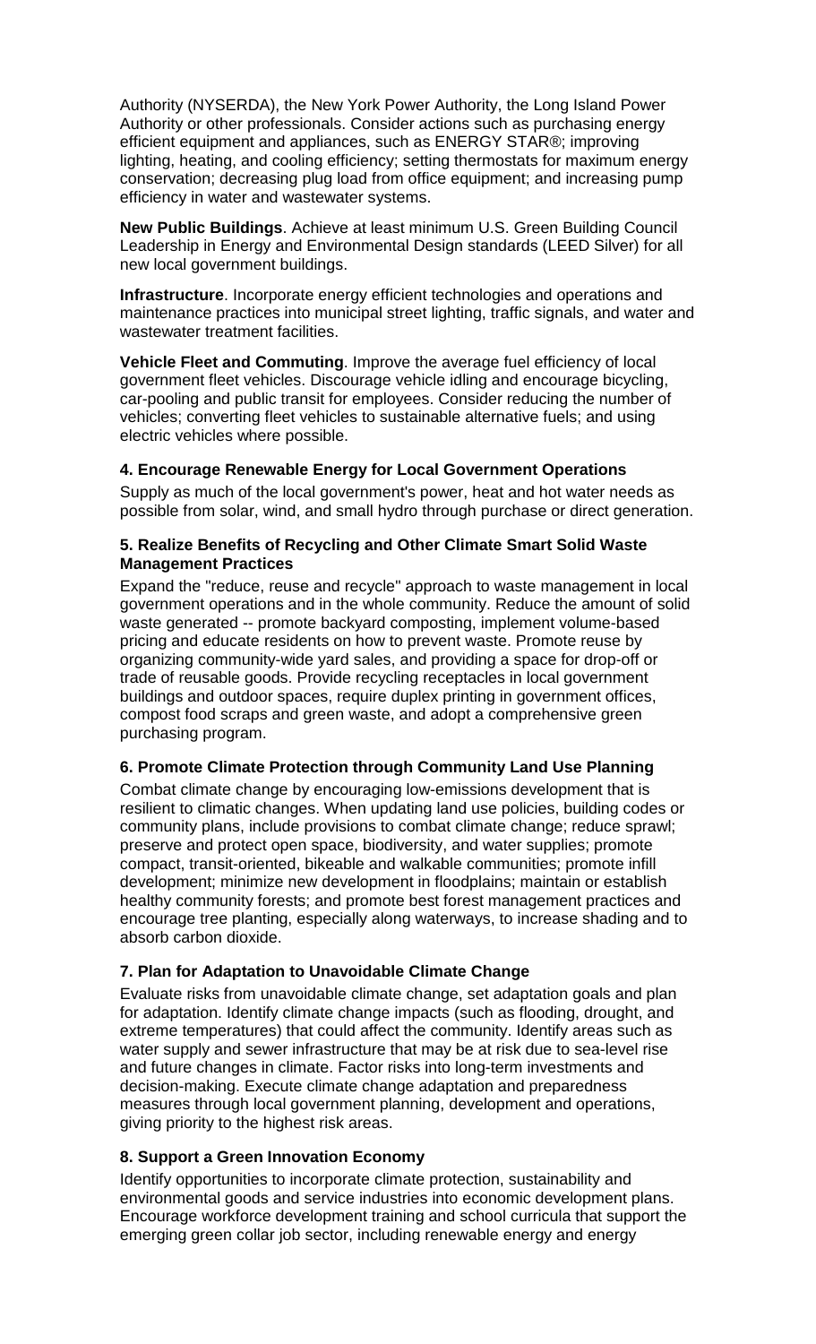Authority (NYSERDA), the New York Power Authority, the Long Island Power Authority or other professionals. Consider actions such as purchasing energy efficient equipment and appliances, such as ENERGY STAR®; improving lighting, heating, and cooling efficiency; setting thermostats for maximum energy conservation; decreasing plug load from office equipment; and increasing pump efficiency in water and wastewater systems.

**New Public Buildings**. Achieve at least minimum U.S. Green Building Council Leadership in Energy and Environmental Design standards (LEED Silver) for all new local government buildings.

**Infrastructure**. Incorporate energy efficient technologies and operations and maintenance practices into municipal street lighting, traffic signals, and water and wastewater treatment facilities.

**Vehicle Fleet and Commuting**. Improve the average fuel efficiency of local government fleet vehicles. Discourage vehicle idling and encourage bicycling, car-pooling and public transit for employees. Consider reducing the number of vehicles; converting fleet vehicles to sustainable alternative fuels; and using electric vehicles where possible.

### 4. Encourage Renewable Energy for Local Government Operations

Supply as much of the local government's power, heat and hot water needs as possible from solar, wind, and small hydro through purchase or direct generation.

### 5. Realize Benefits of Recycling and Other Climate Smart Solid Waste Management Practices

Expand the "reduce, reuse and recycle" approach to waste management in local government operations and in the whole community. Reduce the amount of solid waste generated -- promote backyard composting, implement volume-based pricing and educate residents on how to prevent waste. Promote reuse by organizing community-wide yard sales, and providing a space for drop-off or trade of reusable goods. Provide recycling receptacles in local government buildings and outdoor spaces, require duplex printing in government offices, compost food scraps and green waste, and adopt a comprehensive green purchasing program.

### 6. Promote Climate Protection through Community Land Use Planning

Combat climate change by encouraging low-emissions development that is resilient to climatic changes. When updating land use policies, building codes or community plans, include provisions to combat climate change; reduce sprawl; preserve and protect open space, biodiversity, and water supplies; promote compact, transit-oriented, bikeable and walkable communities; promote infill development; minimize new development in floodplains; maintain or establish healthy community forests; and promote best forest management practices and encourage tree planting, especially along waterways, to increase shading and to absorb carbon dioxide.

### 7. Plan for Adaptation to Unavoidable Climate Change

Evaluate risks from unavoidable climate change, set adaptation goals and plan for adaptation. Identify climate change impacts (such as flooding, drought, and extreme temperatures) that could affect the community. Identify areas such as water supply and sewer infrastructure that may be at risk due to sea-level rise and future changes in climate. Factor risks into long-term investments and decision-making. Execute climate change adaptation and preparedness measures through local government planning, development and operations, giving priority to the highest risk areas.

### 8. Support a Green Innovation Economy

Identify opportunities to incorporate climate protection, sustainability and environmental goods and service industries into economic development plans. Encourage workforce development training and school curricula that support the emerging green collar job sector, including renewable energy and energy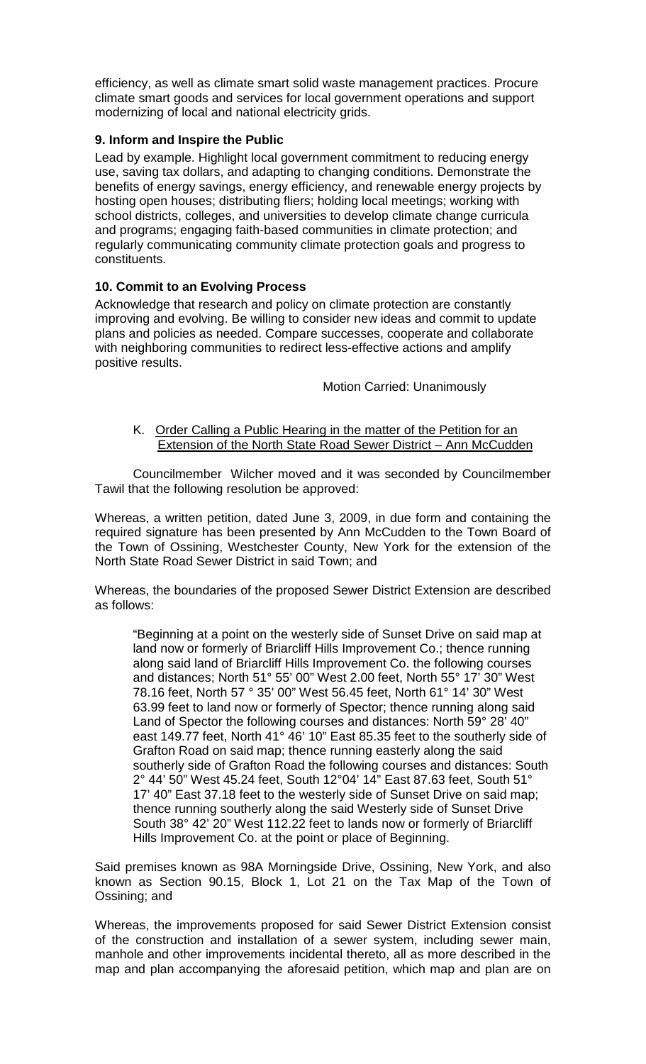efficiency, as well as climate smart solid waste management practices. Procure climate smart goods and services for local government operations and support modernizing of local and national electricity grids.

**9. Inform and Inspire the Public**

Lead by example. Highlight local government commitment to reducing energy use, saving tax dollars, and adapting to changing conditions. Demonstrate the benefits of energy savings, energy efficiency, and renewable energy projects by hosting open houses; distributing fliers; holding local meetings; working with school districts, colleges, and universities to develop climate change curricula and programs; engaging faith-based communities in climate protection; and regularly communicating community climate protection goals and progress to constituents.

**10. Commit to an Evolving Process**

Acknowledge that research and policy on climate protection are constantly improving and evolving. Be willing to consider new ideas and commit to update plans and policies as needed. Compare successes, cooperate and collaborate with neighboring communities to redirect less-effective actions and amplify positive results.

Motion Carried: Unanimously

K. Order Calling a Public Hearing in the matter of the Petition for an Extension of the North State Road Sewer District – Ann McCudden

Councilmember Wilcher moved and it was seconded by Councilmember Tawil that the following resolution be approved:

Whereas, a written petition, dated June 3, 2009, in due form and containing the required signature has been presented by Ann McCudden to the Town Board of the Town of Ossining, Westchester County, New York for the extension of the North State Road Sewer District in said Town; and

Whereas, the boundaries of the proposed Sewer District Extension are described as follows:

> "Beginning at a point on the westerly side of Sunset Drive on said map at land now or formerly of Briarcliff Hills Improvement Co.; thence running along said land of Briarcliff Hills Improvement Co. the following courses and distances; North 51° 55' 00" West 2.00 feet, North 55° 17' 30" West 78.16 feet, North 57 ° 35' 00" West 56.45 feet, North 61° 14' 30" West 63.99 feet to land now or formerly of Spector; thence running along said Land of Spector the following courses and distances: North 59° 28' 40" east 149.77 feet, North 41° 46' 10" East 85.35 feet to the southerly side of Grafton Road on said map; thence running easterly along the said southerly side of Grafton Road the following courses and distances: South 2° 44' 50" West 45.24 feet, South 12°04' 14" East 87.63 feet, South 51° 17' 40" East 37.18 feet to the westerly side of Sunset Drive on said map; thence running southerly along the said Westerly side of Sunset Drive South 38° 42' 20" West 112.22 feet to lands now or formerly of Briarcliff Hills Improvement Co. at the point or place of Beginning.

Said premises known as 98A Morningside Drive, Ossining, New York, and also known as Section 90.15, Block 1, Lot 21 on the Tax Map of the Town of Ossining; and

Whereas, the improvements proposed for said Sewer District Extension consist of the construction and installation of a sewer system, including sewer main, manhole and other improvements incidental thereto, all as more described in the map and plan accompanying the aforesaid petition, which map and plan are on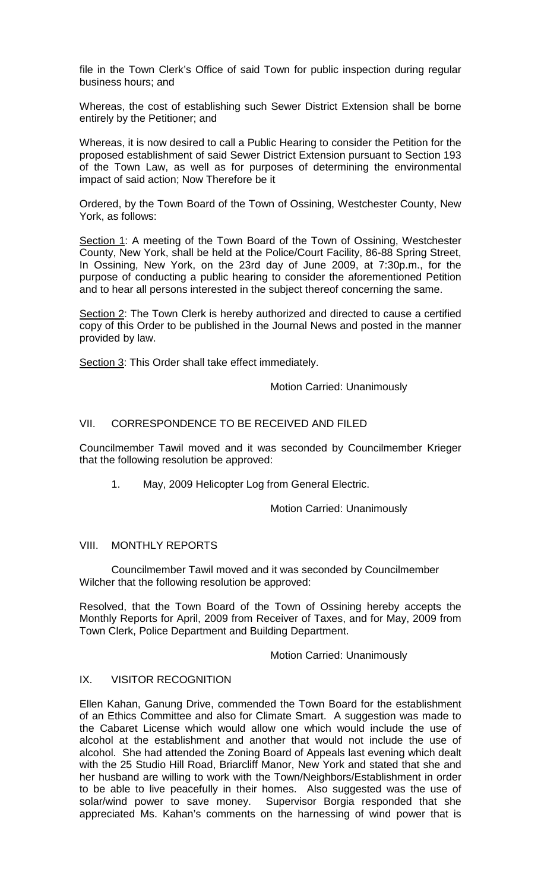file in the Town Clerk's Office of said Town for public inspection during regular business hours; and

Whereas, the cost of establishing such Sewer District Extension shall be borne entirely by the Petitioner; and

Whereas, it is now desired to call a Public Hearing to consider the Petition for the proposed establishment of said Sewer District Extension pursuant to Section 193 of the Town Law, as well as for purposes of determining the environmental impact of said action; Now Therefore be it

Ordered, by the Town Board of the Town of Ossining, Westchester County, New York, as follows:

Section 1: A meeting of the Town Board of the Town of Ossining, Westchester County, New York, shall be held at the Police/Court Facility, 86-88 Spring Street, In Ossining, New York, on the 23rd day of June 2009, at 7:30p.m., for the purpose of conducting a public hearing to consider the aforementioned Petition and to hear all persons interested in the subject thereof concerning the same.

Section 2: The Town Clerk is hereby authorized and directed to cause a certified copy of this Order to be published in the Journal News and posted in the manner provided by law.

Section 3: This Order shall take effect immediately.

Motion Carried: Unanimously

## VII. CORRESPONDENCE TO BE RECEIVED AND FILED

Councilmember Tawil moved and it was seconded by Councilmember Krieger that the following resolution be approved:

1. May, 2009 Helicopter Log from General Electric.

Motion Carried: Unanimously

## VIII. MONTHLY REPORTS

Councilmember Tawil moved and it was seconded by Councilmember Wilcher that the following resolution be approved:

Resolved, that the Town Board of the Town of Ossining hereby accepts the Monthly Reports for April, 2009 from Receiver of Taxes, and for May, 2009 from Town Clerk, Police Department and Building Department.

Motion Carried: Unanimously

## IX. VISITOR RECOGNITION

Ellen Kahan, Ganung Drive, commended the Town Board for the establishment of an Ethics Committee and also for Climate Smart. A suggestion was made to the Cabaret License which would allow one which would include the use of alcohol at the establishment and another that would not include the use of alcohol. She had attended the Zoning Board of Appeals last evening which dealt with the 25 Studio Hill Road, Briarcliff Manor, New York and stated that she and her husband are willing to work with the Town/Neighbors/Establishment in order to be able to live peacefully in their homes. Also suggested was the use of solar/wind power to save money. Supervisor Borgia responded that she appreciated Ms. Kahan's comments on the harnessing of wind power that is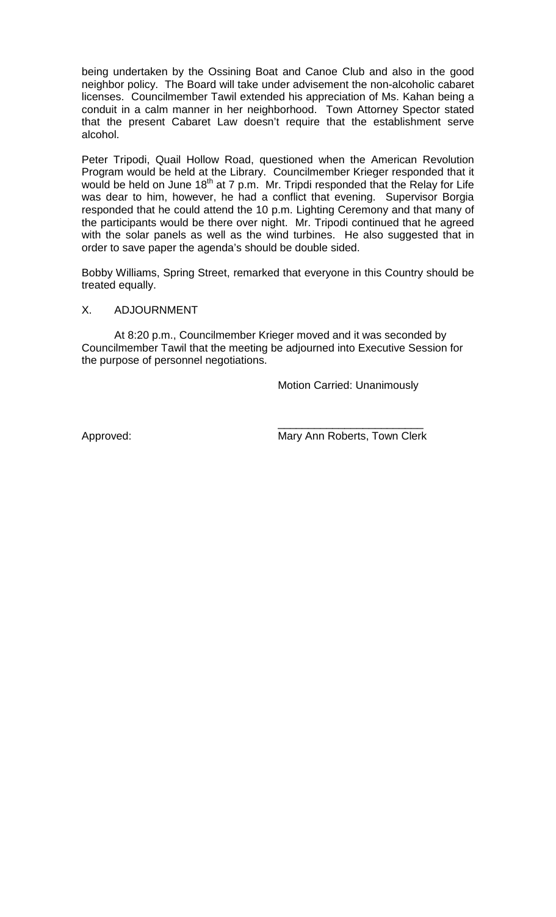being undertaken by the Ossining Boat and Canoe Club and also in the good neighbor policy. The Board will take under advisement the non-alcoholic cabaret licenses. Councilmember Tawil extended his appreciation of Ms. Kahan being a conduit in a calm manner in her neighborhood. Town Attorney Spector stated that the present Cabaret Law doesn't require that the establishment serve alcohol.

Peter Tripodi, Quail Hollow Road, questioned when the American Revolution Program would be held at the Library. Councilmember Krieger responded that it would be held on June 18th at 7 p.m. Mr. Tripdi responded that the Relay for Life was dear to him, however, he had a conflict that evening. Supervisor Borgia responded that he could attend the 10 p.m. Lighting Ceremony and that many of the participants would be there over night. Mr. Tripodi continued that he agreed with the solar panels as well as the wind turbines. He also suggested that in order to save paper the agenda's should be double sided.

Bobby Williams, Spring Street, remarked that everyone in this Country should be treated equally.

## X. ADJOURNMENT

At 8:20 p.m., Councilmember Krieger moved and it was seconded by Councilmember Tawil that the meeting be adjourned into Executive Session for the purpose of personnel negotiations.

Motion Carried: Unanimously

Approved: \_\_\_\_\_\_\_\_\_\_\_\_\_\_\_\_\_\_\_\_\_\_\_\_
Mary Ann Roberts, Town Clerk